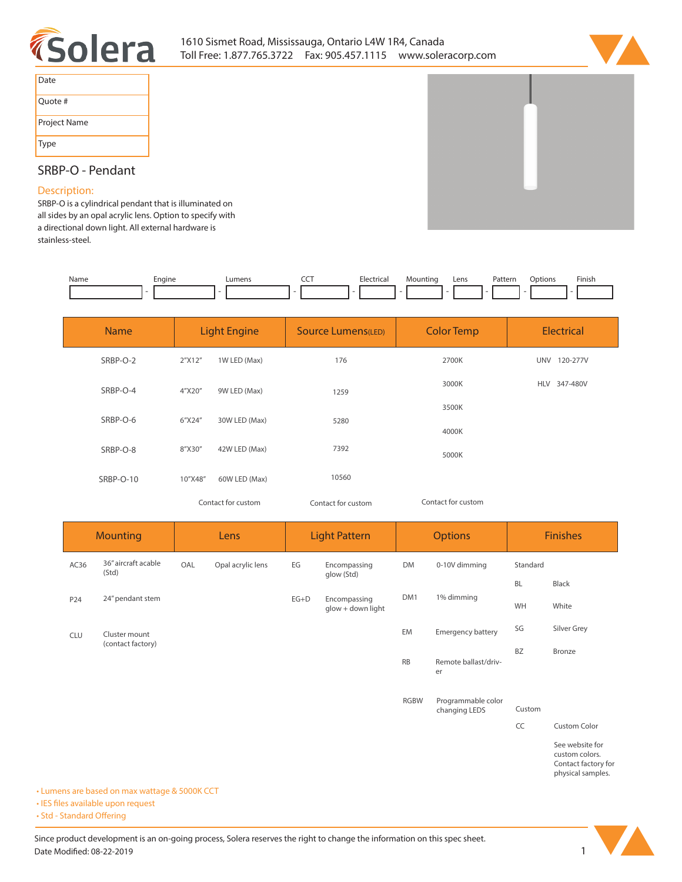Solera

1610 Sismet Road, Mississauga, Ontario L4W 1R4, Canada
Toll Free: 1.877.765.3722 Fax: 905.457.1115 www.soleracorp.com

| Date |
|---|
| Quote # |
| Project Name |
| Type |

## SRBP-O - Pendant

### Description:

SRBP-O is a cylindrical pendant that is illuminated on all sides by an opal acrylic lens. Option to specify with a directional down light. All external hardware is stainless-steel.

| Name | Engine | Lumens | CCT | Electrical | Mounting | Lens | Pattern | Options | Finish |
|---|---|---|---|---|---|---|---|---|---|
| | - | - | - | - | - | - | - | - | - |

| Name | Light Engine | | Source Lumens(LED) | Color Temp | Electrical |
|---|---|---|---|---|---|
| SRBP-O-2 | 2"X12" | 1W LED (Max) | 176 | 2700K | UNV 120-277V |
| SRBP-O-4 | 4"X20" | 9W LED (Max) | 1259 | 3000K | HLV 347-480V |
| SRBP-O-6 | 6"X24" | 30W LED (Max) | 5280 | 3500K | |
| SRBP-O-8 | 8"X30" | 42W LED (Max) | 7392 | 4000K | |
| SRBP-O-10 | 10"X48" | 60W LED (Max) | 10560 | 5000K | |
| | Contact for custom | | Contact for custom | Contact for custom | |

| Mounting | | Lens | | Light Pattern | | Options | | Finishes | |
|---|---|---|---|---|---|---|---|---|---|
| AC36 | 36" aircraft acable (Std) | OAL | Opal acrylic lens | EG | Encompassing glow (Std) | DM | 0-10V dimming | Standard | |
| P24 | 24" pendant stem | | | EG+D | Encompassing glow + down light | DM1 | 1% dimming | BL | Black |
| CLU | Cluster mount (contact factory) | | | | | EM | Emergency battery | WH | White |
| | | | | | | RB | Remote ballast/driver | SG | Silver Grey |
| | | | | | | RGBW | Programmable color changing LEDS | BZ | Bronze |
| | | | | | | | | Custom | |
| | | | | | | | | CC | Custom Color |
| | | | | | | | | | See website for custom colors. Contact factory for physical samples. |

- Lumens are based on max wattage & 5000K CCT
- IES files available upon request
- Std - Standard Offering

Since product development is an on-going process, Solera reserves the right to change the information on this spec sheet.
Date Modified: 08-22-2019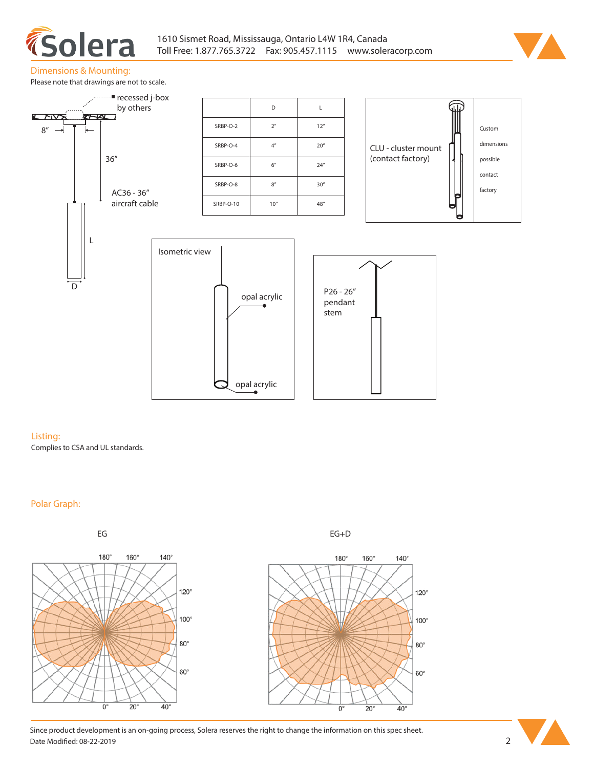1610 Sismet Road, Mississauga, Ontario L4W 1R4, Canada
Toll Free: 1.877.765.3722 Fax: 905.457.1115 www.soleracorp.com

## Dimensions & Mounting:

Please note that drawings are not to scale.

recessed j-box by others

8″

36″

AC36 - 36″ aircraft cable

L

D

| | D | L |
|---|---|---|
| SRBP-O-2 | 2″ | 12″ |
| SRBP-O-4 | 4″ | 20″ |
| SRBP-O-6 | 6″ | 24″ |
| SRBP-O-8 | 8″ | 30″ |
| SRBP-O-10 | 10″ | 48″ |

CLU - cluster mount (contact factory)

Custom dimensions possible contact factory

Isometric view

opal acrylic

opal acrylic

P26 - 26″ pendant stem

## Listing:

Complies to CSA and UL standards.

## Polar Graph:

EG

180° 160° 140°
120°
100°
80°
60°
0° 20° 40°

EG+D

180° 160° 140°
120°
100°
80°
60°
0° 20° 40°

Since product development is an on-going process, Solera reserves the right to change the information on this spec sheet.
Date Modified: 08-22-2019